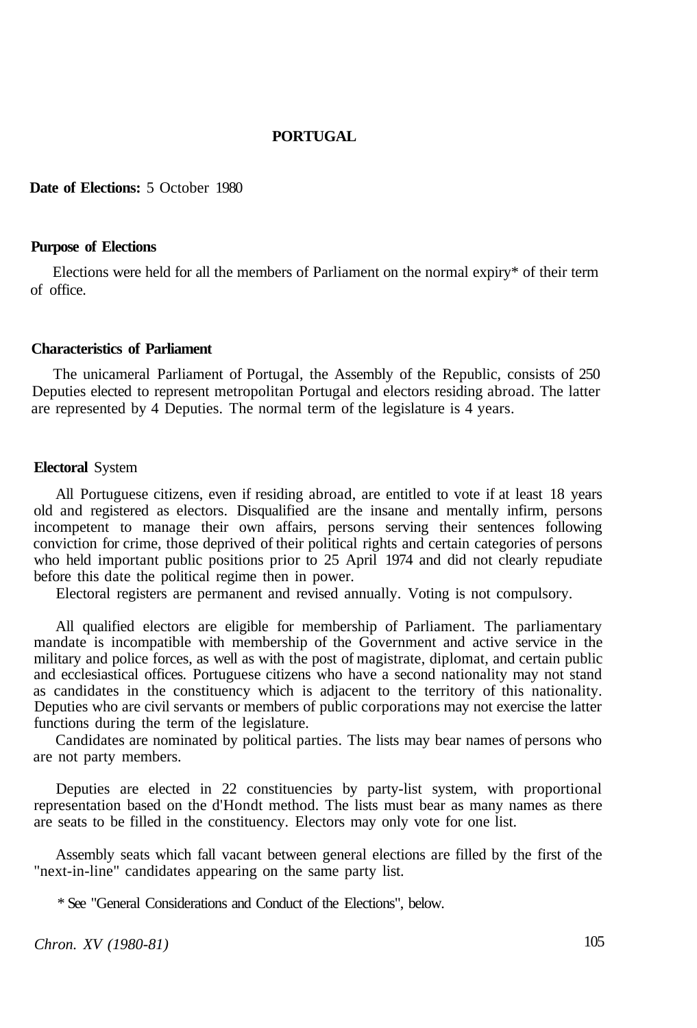# PORTUGAL

**Date of Elections:** 5 October 1980

## Purpose of Elections

Elections were held for all the members of Parliament on the normal expiry* of their term of office.

## Characteristics of Parliament

The unicameral Parliament of Portugal, the Assembly of the Republic, consists of 250 Deputies elected to represent metropolitan Portugal and electors residing abroad. The latter are represented by 4 Deputies. The normal term of the legislature is 4 years.

## Electoral System

All Portuguese citizens, even if residing abroad, are entitled to vote if at least 18 years old and registered as electors. Disqualified are the insane and mentally infirm, persons incompetent to manage their own affairs, persons serving their sentences following conviction for crime, those deprived of their political rights and certain categories of persons who held important public positions prior to 25 April 1974 and did not clearly repudiate before this date the political regime then in power.

Electoral registers are permanent and revised annually. Voting is not compulsory.

All qualified electors are eligible for membership of Parliament. The parliamentary mandate is incompatible with membership of the Government and active service in the military and police forces, as well as with the post of magistrate, diplomat, and certain public and ecclesiastical offices. Portuguese citizens who have a second nationality may not stand as candidates in the constituency which is adjacent to the territory of this nationality. Deputies who are civil servants or members of public corporations may not exercise the latter functions during the term of the legislature.

Candidates are nominated by political parties. The lists may bear names of persons who are not party members.

Deputies are elected in 22 constituencies by party-list system, with proportional representation based on the d'Hondt method. The lists must bear as many names as there are seats to be filled in the constituency. Electors may only vote for one list.

Assembly seats which fall vacant between general elections are filled by the first of the "next-in-line" candidates appearing on the same party list.

\* See "General Considerations and Conduct of the Elections", below.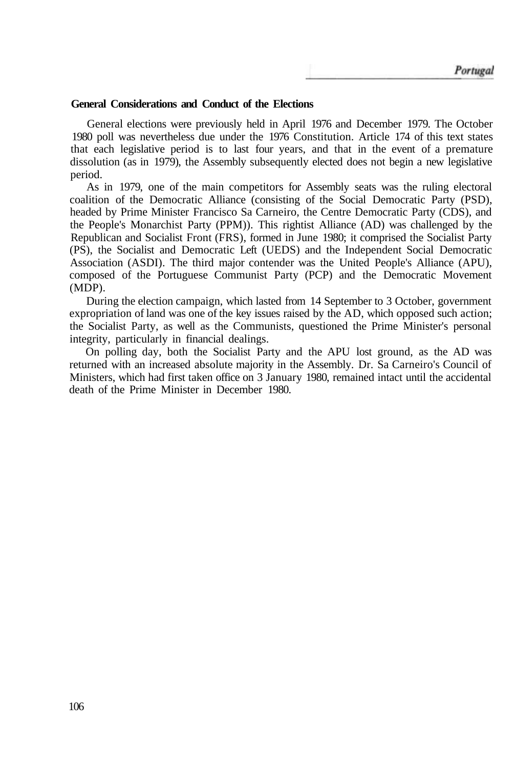## General Considerations and Conduct of the Elections

General elections were previously held in April 1976 and December 1979. The October 1980 poll was nevertheless due under the 1976 Constitution. Article 174 of this text states that each legislative period is to last four years, and that in the event of a premature dissolution (as in 1979), the Assembly subsequently elected does not begin a new legislative period.

As in 1979, one of the main competitors for Assembly seats was the ruling electoral coalition of the Democratic Alliance (consisting of the Social Democratic Party (PSD), headed by Prime Minister Francisco Sa Carneiro, the Centre Democratic Party (CDS), and the People's Monarchist Party (PPM)). This rightist Alliance (AD) was challenged by the Republican and Socialist Front (FRS), formed in June 1980; it comprised the Socialist Party (PS), the Socialist and Democratic Left (UEDS) and the Independent Social Democratic Association (ASDI). The third major contender was the United People's Alliance (APU), composed of the Portuguese Communist Party (PCP) and the Democratic Movement (MDP).

During the election campaign, which lasted from 14 September to 3 October, government expropriation of land was one of the key issues raised by the AD, which opposed such action; the Socialist Party, as well as the Communists, questioned the Prime Minister's personal integrity, particularly in financial dealings.

On polling day, both the Socialist Party and the APU lost ground, as the AD was returned with an increased absolute majority in the Assembly. Dr. Sa Carneiro's Council of Ministers, which had first taken office on 3 January 1980, remained intact until the accidental death of the Prime Minister in December 1980.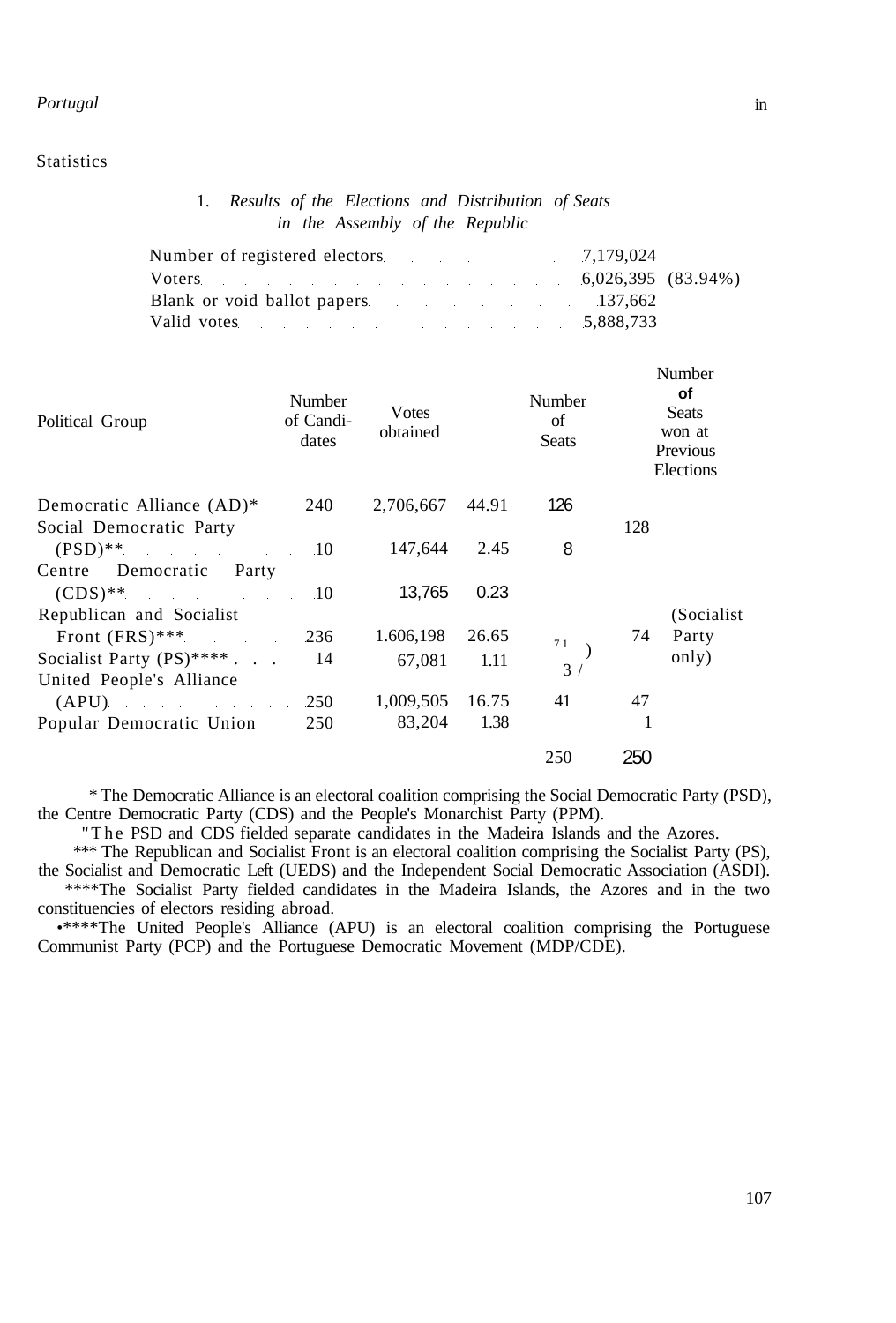*Portugal*

Statistics

## 1. *Results of the Elections and Distribution of Seats in the Assembly of the Republic*

| | | |
|---|---|---|
| Number of registered electors | 7,179,024 | |
| Voters | 6,026,395 | (83.94%) |
| Blank or void ballot papers | 137,662 | |
| Valid votes | 5,888,733 | |

| Political Group | Number of Candidates | Votes obtained | % | Number of Seats | Number of Seats won at Previous Elections |
|---|---|---|---|---|---|
| Democratic Alliance (AD)* | 240 | 2,706,667 | 44.91 | 126 | 128 |
| Social Democratic Party (PSD)** | 10 | 147,644 | 2.45 | 8 | |
| Centre Democratic Party (CDS)** | 10 | 13,765 | 0.23 | | |
| Republican and Socialist Front (FRS)*** | 236 | 1.606,198 | 26.65 | 71 | 74 (Socialist Party only) |
| Socialist Party (PS)**** | 14 | 67,081 | 1.11 | 3 | |
| United People's Alliance (APU) | 250 | 1,009,505 | 16.75 | 41 | 47 |
| Popular Democratic Union | 250 | 83,204 | 1.38 | | 1 |
| | | | | 250 | 250 |

\* The Democratic Alliance is an electoral coalition comprising the Social Democratic Party (PSD), the Centre Democratic Party (CDS) and the People's Monarchist Party (PPM).

** The PSD and CDS fielded separate candidates in the Madeira Islands and the Azores.

*** The Republican and Socialist Front is an electoral coalition comprising the Socialist Party (PS), the Socialist and Democratic Left (UEDS) and the Independent Social Democratic Association (ASDI).

****The Socialist Party fielded candidates in the Madeira Islands, the Azores and in the two constituencies of electors residing abroad.

*****The United People's Alliance (APU) is an electoral coalition comprising the Portuguese Communist Party (PCP) and the Portuguese Democratic Movement (MDP/CDE).